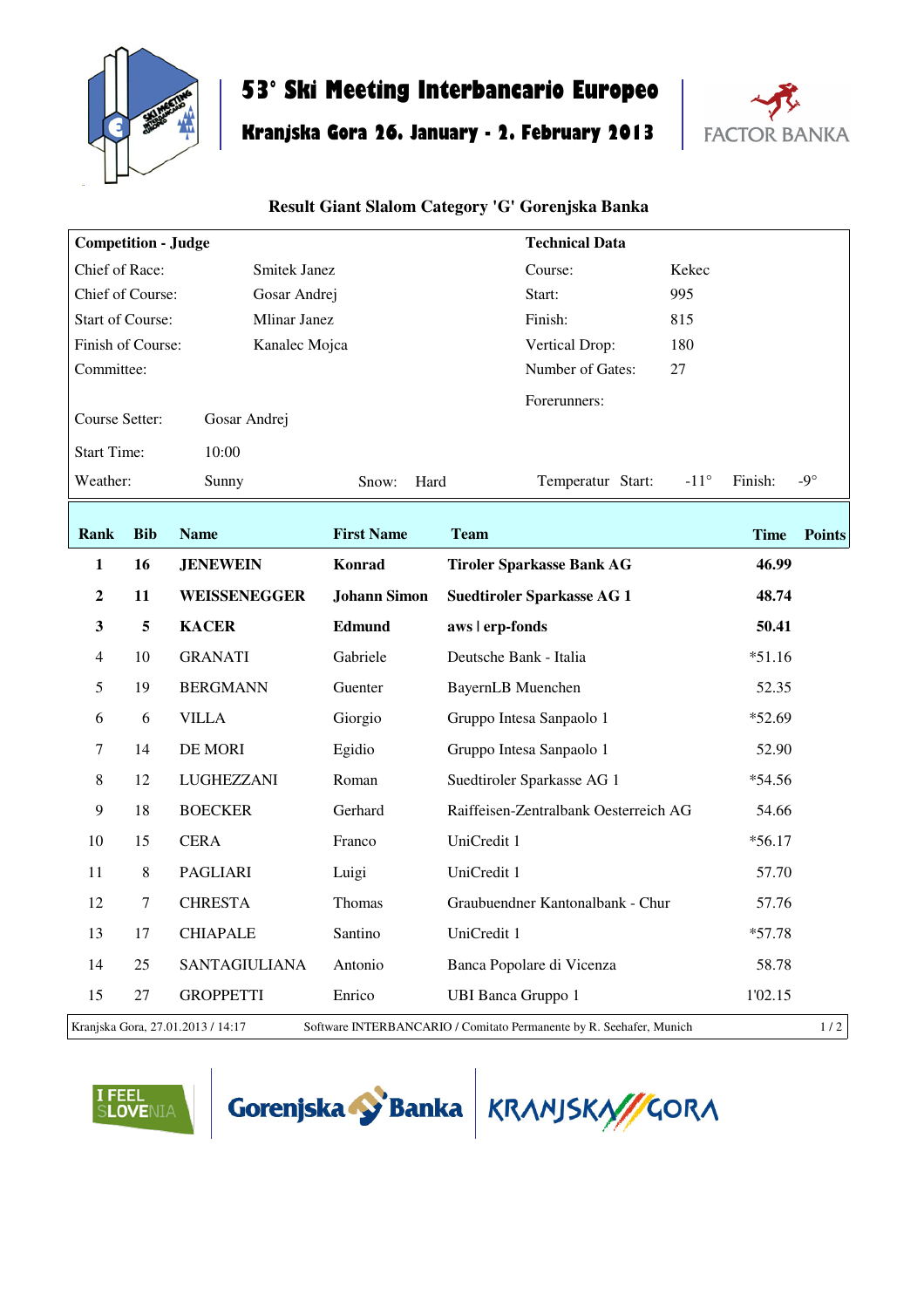# 53° Ski Meeting Interbancario Europeo

## Kranjska Gora 26. January - 2. February 2013

FACTOR BANKA

### Result Giant Slalom Category 'G' Gorenjska Banka

| **Competition - Judge** | | **Technical Data** | |
|---|---|---|---|
| Chief of Race: | Smitek Janez | Course: | Kekec |
| Chief of Course: | Gosar Andrej | Start: | 995 |
| Start of Course: | Mlinar Janez | Finish: | 815 |
| Finish of Course: | Kanalec Mojca | Vertical Drop: | 180 |
| Committee: | | Number of Gates: | 27 |
| | | Forerunners: | |
| Course Setter: | Gosar Andrej | | |
| Start Time: | 10:00 | | |
| Weather: | Sunny | | |

Snow: Hard — Temperatur Start: -11° Finish: -9°

| Rank | Bib | Name | First Name | Team | Time | Points |
|---|---|---|---|---|---|---|
| **1** | **16** | **JENEWEIN** | **Konrad** | **Tiroler Sparkasse Bank AG** | **46.99** | |
| **2** | **11** | **WEISSENEGGER** | **Johann Simon** | **Suedtiroler Sparkasse AG 1** | **48.74** | |
| **3** | **5** | **KACER** | **Edmund** | **aws \| erp-fonds** | **50.41** | |
| 4 | 10 | GRANATI | Gabriele | Deutsche Bank - Italia | *51.16 | |
| 5 | 19 | BERGMANN | Guenter | BayernLB Muenchen | 52.35 | |
| 6 | 6 | VILLA | Giorgio | Gruppo Intesa Sanpaolo 1 | *52.69 | |
| 7 | 14 | DE MORI | Egidio | Gruppo Intesa Sanpaolo 1 | 52.90 | |
| 8 | 12 | LUGHEZZANI | Roman | Suedtiroler Sparkasse AG 1 | *54.56 | |
| 9 | 18 | BOECKER | Gerhard | Raiffeisen-Zentralbank Oesterreich AG | 54.66 | |
| 10 | 15 | CERA | Franco | UniCredit 1 | *56.17 | |
| 11 | 8 | PAGLIARI | Luigi | UniCredit 1 | 57.70 | |
| 12 | 7 | CHRESTA | Thomas | Graubuendner Kantonalbank - Chur | 57.76 | |
| 13 | 17 | CHIAPALE | Santino | UniCredit 1 | *57.78 | |
| 14 | 25 | SANTAGIULIANA | Antonio | Banca Popolare di Vicenza | 58.78 | |
| 15 | 27 | GROPPETTI | Enrico | UBI Banca Gruppo 1 | 1'02.15 | |

Kranjska Gora, 27.01.2013 / 14:17 — Software INTERBANCARIO / Comitato Permanente by R. Seehafer, Munich

I FEEL SLOVENIA — Gorenjska Banka — KRANJSKA GORA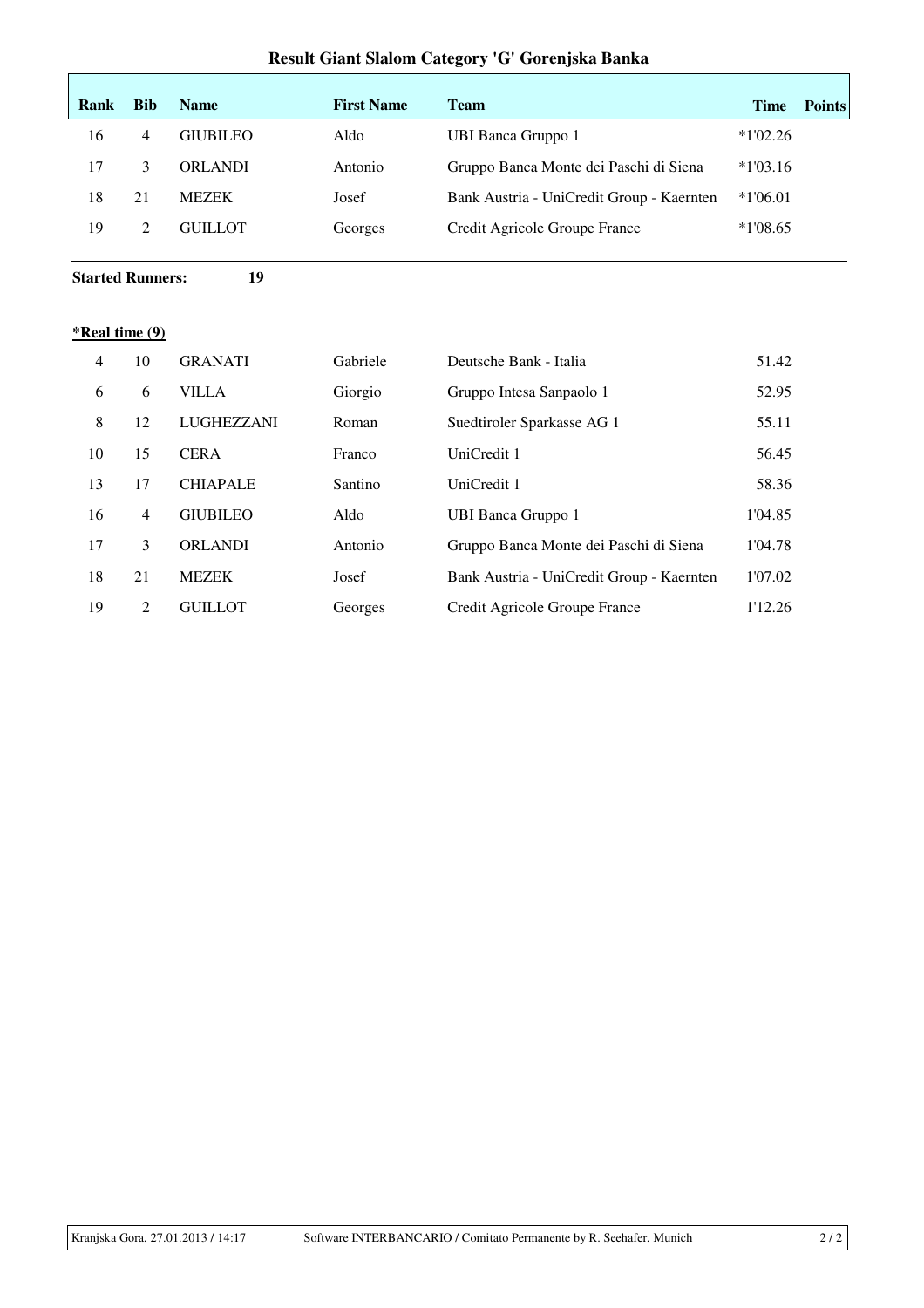**Result Giant Slalom Category 'G' Gorenjska Banka**

| Rank | Bib | Name | First Name | Team | Time | Points |
|---|---|---|---|---|---|---|
| 16 | 4 | GIUBILEO | Aldo | UBI Banca Gruppo 1 | *1'02.26 | |
| 17 | 3 | ORLANDI | Antonio | Gruppo Banca Monte dei Paschi di Siena | *1'03.16 | |
| 18 | 21 | MEZEK | Josef | Bank Austria - UniCredit Group - Kaernten | *1'06.01 | |
| 19 | 2 | GUILLOT | Georges | Credit Agricole Groupe France | *1'08.65 | |

**Started Runners: 19**

**\*Real time (9)**

| | | | | | |
|---|---|---|---|---|---|
| 4 | 10 | GRANATI | Gabriele | Deutsche Bank - Italia | 51.42 |
| 6 | 6 | VILLA | Giorgio | Gruppo Intesa Sanpaolo 1 | 52.95 |
| 8 | 12 | LUGHEZZANI | Roman | Suedtiroler Sparkasse AG 1 | 55.11 |
| 10 | 15 | CERA | Franco | UniCredit 1 | 56.45 |
| 13 | 17 | CHIAPALE | Santino | UniCredit 1 | 58.36 |
| 16 | 4 | GIUBILEO | Aldo | UBI Banca Gruppo 1 | 1'04.85 |
| 17 | 3 | ORLANDI | Antonio | Gruppo Banca Monte dei Paschi di Siena | 1'04.78 |
| 18 | 21 | MEZEK | Josef | Bank Austria - UniCredit Group - Kaernten | 1'07.02 |
| 19 | 2 | GUILLOT | Georges | Credit Agricole Groupe France | 1'12.26 |

Kranjska Gora, 27.01.2013 / 14:17 Software INTERBANCARIO / Comitato Permanente by R. Seehafer, Munich